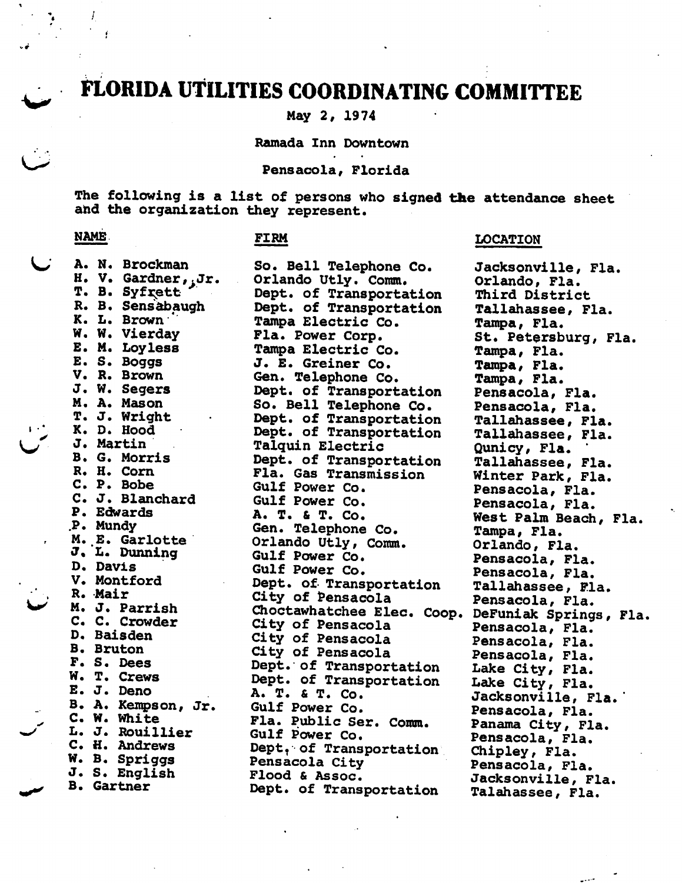# FLORIDA UTILITIES COORDINATING COMMITTEE

May 2, 1974

Ramada Inn Downtown

Pensacola, Florida

The following is a list of persons who signed the attendance sheet and the organization they represent.

| NAME | FIRM | LOCATION |
|---|---|---|
| A. N. Brockman | So. Bell Telephone Co. | Jacksonville, Fla. |
| H. V. Gardner, Jr. | Orlando Utly. Comm. | Orlando, Fla. |
| T. B. Syfrett | Dept. of Transportation | Third District |
| R. B. Sensabaugh | Dept. of Transportation | Tallahassee, Fla. |
| K. L. Brown | Tampa Electric Co. | Tampa, Fla. |
| W. W. Vierday | Fla. Power Corp. | St. Petersburg, Fla. |
| E. M. Loyless | Tampa Electric Co. | Tampa, Fla. |
| E. S. Boggs | J. E. Greiner Co. | Tampa, Fla. |
| V. R. Brown | Gen. Telephone Co. | Tampa, Fla. |
| J. W. Segers | Dept. of Transportation | Pensacola, Fla. |
| M. A. Mason | So. Bell Telephone Co. | Pensacola, Fla. |
| T. J. Wright | Dept. of Transportation | Tallahassee, Fla. |
| K. D. Hood | Dept. of Transportation | Tallahassee, Fla. |
| J. Martin | Talquin Electric | Qunicy, Fla. |
| B. G. Morris | Dept. of Transportation | Tallahassee, Fla. |
| R. H. Corn | Fla. Gas Transmission | Winter Park, Fla. |
| C. P. Bobe | Gulf Power Co. | Pensacola, Fla. |
| C. J. Blanchard | Gulf Power Co. | Pensacola, Fla. |
| P. Edwards | A. T. & T. Co. | West Palm Beach, Fla. |
| P. Mundy | Gen. Telephone Co. | Tampa, Fla. |
| M. E. Garlotte | Orlando Utly. Comm. | Orlando, Fla. |
| J. L. Dunning | Gulf Power Co. | Pensacola, Fla. |
| D. Davis | Gulf Power Co. | Pensacola, Fla. |
| V. Montford | Dept. of Transportation | Tallahassee, Fla. |
| R. Mair | City of Pensacola | Pensacola, Fla. |
| M. J. Parrish | Choctawhatchee Elec. Coop. | DeFuniak Springs, Fla. |
| C. C. Crowder | City of Pensacola | Pensacola, Fla. |
| D. Baisden | City of Pensacola | Pensacola, Fla. |
| B. Bruton | City of Pensacola | Pensacola, Fla. |
| F. S. Dees | Dept. of Transportation | Lake City, Fla. |
| W. T. Crews | Dept. of Transportation | Lake City, Fla. |
| E. J. Deno | A. T. & T. Co. | Jacksonville, Fla. |
| B. A. Kempson, Jr. | Gulf Power Co. | Pensacola, Fla. |
| C. W. White | Fla. Public Ser. Comm. | Panama City, Fla. |
| L. J. Rouillier | Gulf Power Co. | Pensacola, Fla. |
| C. H. Andrews | Dept. of Transportation | Chipley, Fla. |
| W. B. Spriggs | Pensacola City | Pensacola, Fla. |
| J. S. English | Flood & Assoc. | Jacksonville, Fla. |
| B. Gartner | Dept. of Transportation | Talahassee, Fla. |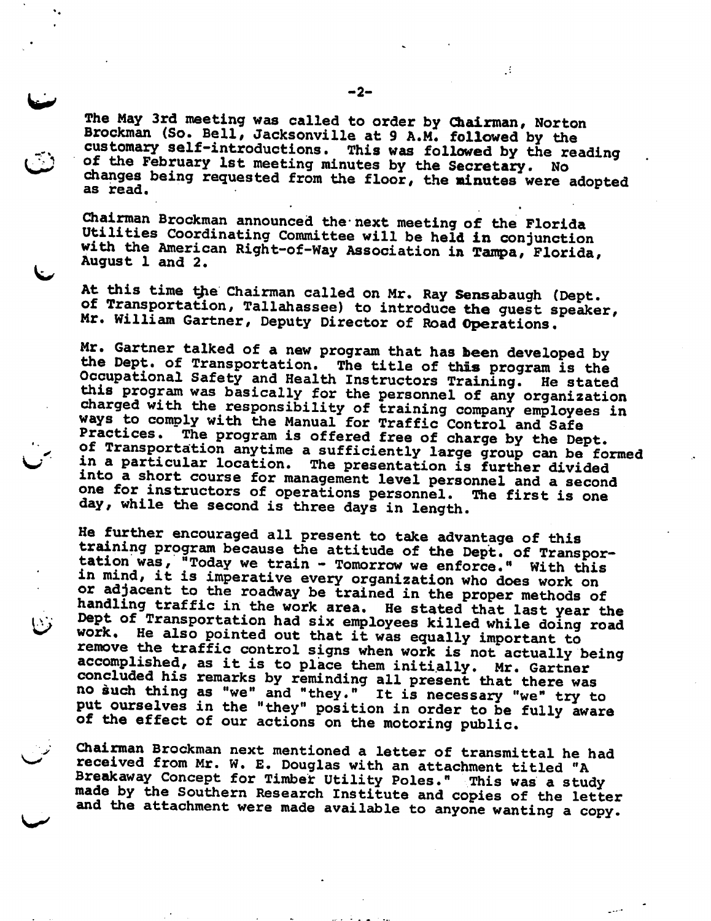The May 3rd meeting was called to order by Chairman, Norton Brockman (So. Bell, Jacksonville at 9 A.M. followed by the customary self-introductions. This was followed by the reading of the February 1st meeting minutes by the Secretary. No changes being requested from the floor, the minutes were adopted as read.

Chairman Brockman announced the next meeting of the Florida Utilities Coordinating Committee will be held in conjunction with the American Right-of-Way Association in Tampa, Florida, August 1 and 2.

At this time the Chairman called on Mr. Ray Sensabaugh (Dept. of Transportation, Tallahassee) to introduce the guest speaker, Mr. William Gartner, Deputy Director of Road Operations.

Mr. Gartner talked of a new program that has been developed by the Dept. of Transportation. The title of this program is the Occupational Safety and Health Instructors Training. He stated this program was basically for the personnel of any organization charged with the responsibility of training company employees in ways to comply with the Manual for Traffic Control and Safe Practices. The program is offered free of charge by the Dept. of Transportation anytime a sufficiently large group can be formed in a particular location. The presentation is further divided into a short course for management level personnel and a second one for instructors of operations personnel. The first is one day, while the second is three days in length.

He further encouraged all present to take advantage of this training program because the attitude of the Dept. of Transportation was, "Today we train - Tomorrow we enforce." With this in mind, it is imperative every organization who does work on or adjacent to the roadway be trained in the proper methods of handling traffic in the work area. He stated that last year the Dept of Transportation had six employees killed while doing road work. He also pointed out that it was equally important to remove the traffic control signs when work is not actually being accomplished, as it is to place them initially. Mr. Gartner concluded his remarks by reminding all present that there was no such thing as "we" and "they." It is necessary "we" try to put ourselves in the "they" position in order to be fully aware of the effect of our actions on the motoring public.

Chairman Brockman next mentioned a letter of transmittal he had received from Mr. W. E. Douglas with an attachment titled "A Breakaway Concept for Timber Utility Poles." This was a study made by the Southern Research Institute and copies of the letter and the attachment were made available to anyone wanting a copy.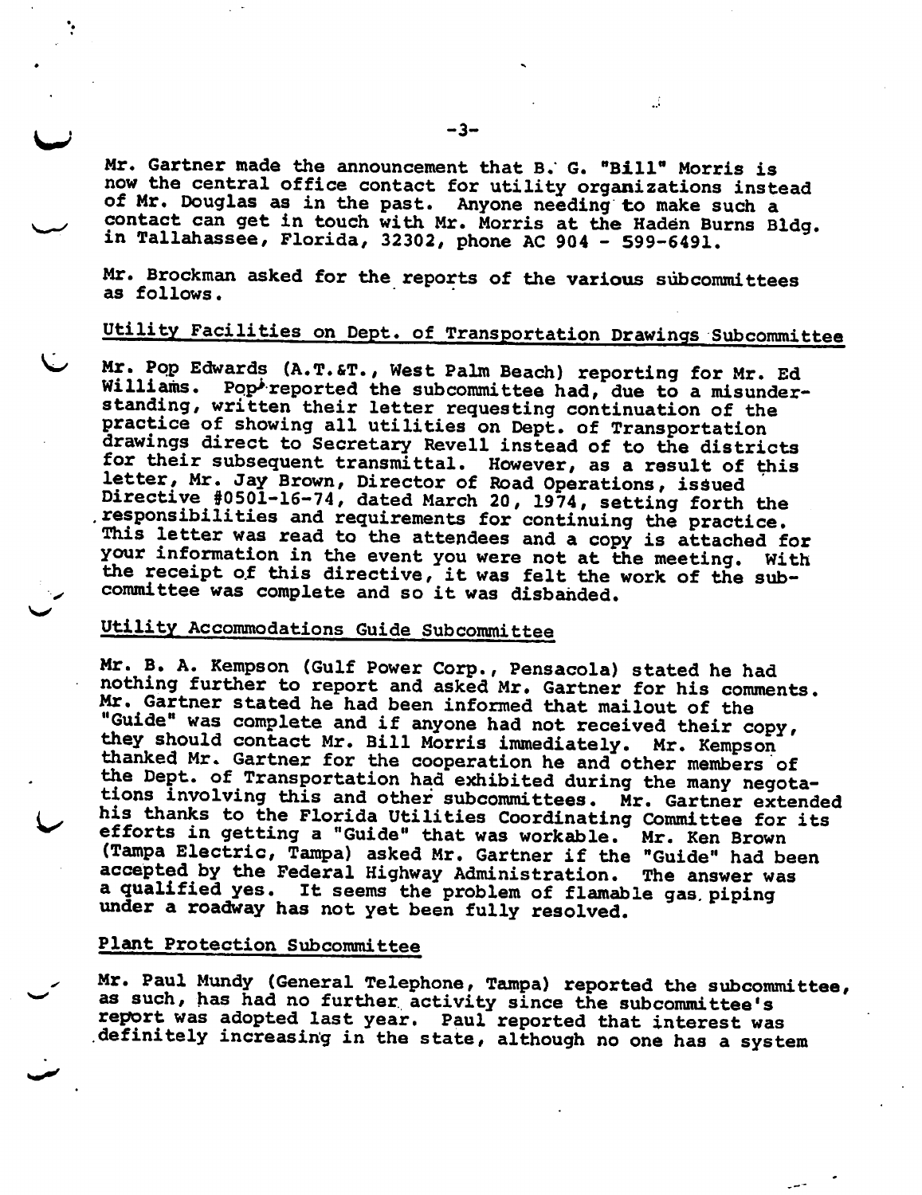Mr. Gartner made the announcement that B. G. "Bill" Morris is now the central office contact for utility organizations instead of Mr. Douglas as in the past. Anyone needing to make such a contact can get in touch with Mr. Morris at the Haden Burns Bldg. in Tallahassee, Florida, 32302, phone AC 904 - 599-6491.

Mr. Brockman asked for the reports of the various subcommittees as follows.

## Utility Facilities on Dept. of Transportation Drawings Subcommittee

Mr. Pop Edwards (A.T.&T., West Palm Beach) reporting for Mr. Ed Williams. Pop reported the subcommittee had, due to a misunderstanding, written their letter requesting continuation of the practice of showing all utilities on Dept. of Transportation drawings direct to Secretary Revell instead of to the districts for their subsequent transmittal. However, as a result of this letter, Mr. Jay Brown, Director of Road Operations, issued Directive #0501-16-74, dated March 20, 1974, setting forth the responsibilities and requirements for continuing the practice. This letter was read to the attendees and a copy is attached for your information in the event you were not at the meeting. With the receipt of this directive, it was felt the work of the subcommittee was complete and so it was disbanded.

## Utility Accommodations Guide Subcommittee

Mr. B. A. Kempson (Gulf Power Corp., Pensacola) stated he had nothing further to report and asked Mr. Gartner for his comments. Mr. Gartner stated he had been informed that mailout of the "Guide" was complete and if anyone had not received their copy, they should contact Mr. Bill Morris immediately. Mr. Kempson thanked Mr. Gartner for the cooperation he and other members of the Dept. of Transportation had exhibited during the many negotations involving this and other subcommittees. Mr. Gartner extended his thanks to the Florida Utilities Coordinating Committee for its efforts in getting a "Guide" that was workable. Mr. Ken Brown (Tampa Electric, Tampa) asked Mr. Gartner if the "Guide" had been accepted by the Federal Highway Administration. The answer was a qualified yes. It seems the problem of flamable gas piping under a roadway has not yet been fully resolved.

## Plant Protection Subcommittee

Mr. Paul Mundy (General Telephone, Tampa) reported the subcommittee, as such, has had no further activity since the subcommittee's report was adopted last year. Paul reported that interest was definitely increasing in the state, although no one has a system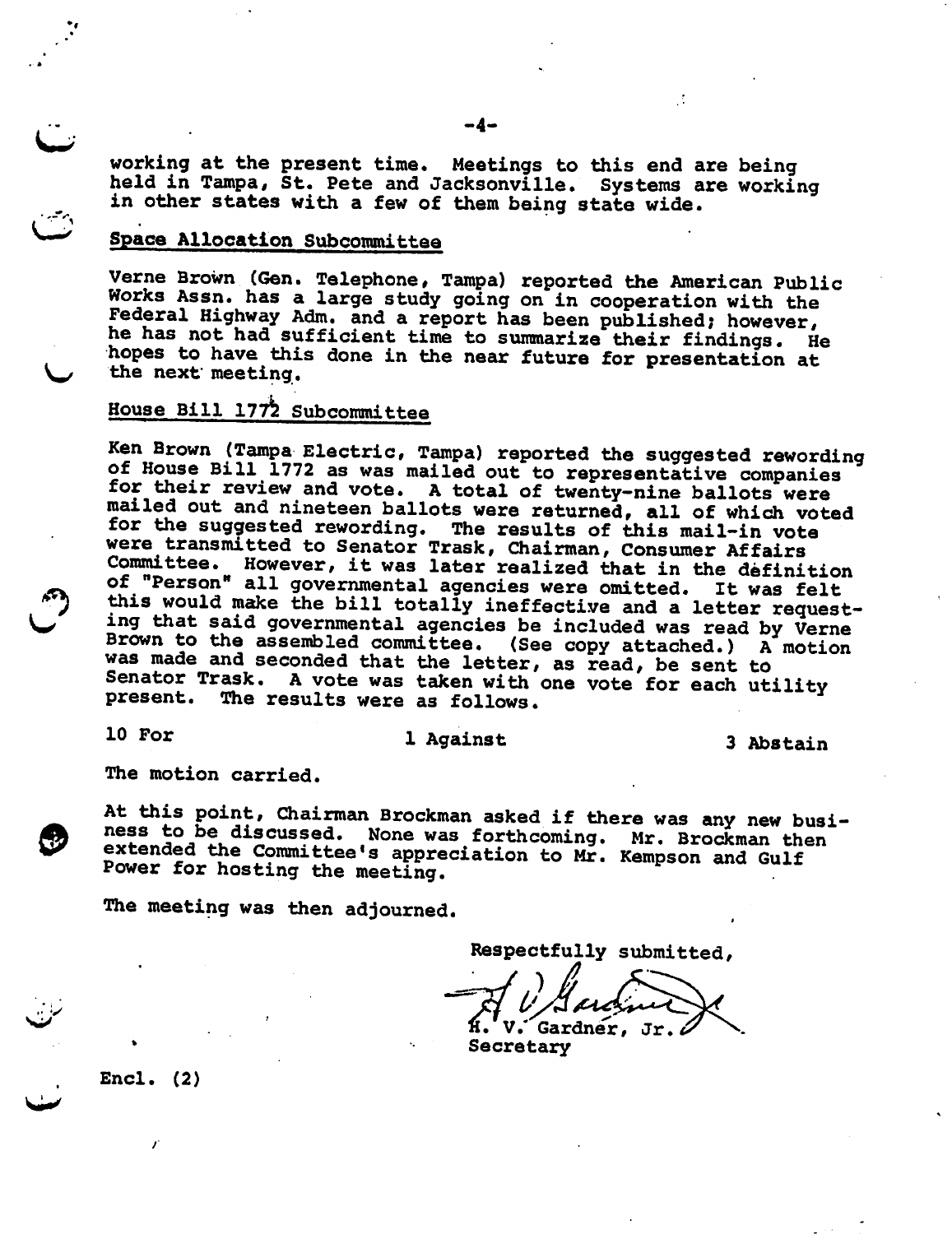working at the present time. Meetings to this end are being held in Tampa, St. Pete and Jacksonville. Systems are working in other states with a few of them being state wide.

## Space Allocation Subcommittee

Verne Brown (Gen. Telephone, Tampa) reported the American Public Works Assn. has a large study going on in cooperation with the Federal Highway Adm. and a report has been published; however, he has not had sufficient time to summarize their findings. He hopes to have this done in the near future for presentation at the next meeting.

## House Bill 1772 Subcommittee

Ken Brown (Tampa Electric, Tampa) reported the suggested rewording of House Bill 1772 as was mailed out to representative companies for their review and vote. A total of twenty-nine ballots were mailed out and nineteen ballots were returned, all of which voted for the suggested rewording. The results of this mail-in vote were transmitted to Senator Trask, Chairman, Consumer Affairs Committee. However, it was later realized that in the definition of "Person" all governmental agencies were omitted. It was felt this would make the bill totally ineffective and a letter requesting that said governmental agencies be included was read by Verne Brown to the assembled committee. (See copy attached.) A motion was made and seconded that the letter, as read, be sent to Senator Trask. A vote was taken with one vote for each utility present. The results were as follows.

10 For 1 Against 3 Abstain

The motion carried.

At this point, Chairman Brockman asked if there was any new business to be discussed. None was forthcoming. Mr. Brockman then extended the Committee's appreciation to Mr. Kempson and Gulf Power for hosting the meeting.

The meeting was then adjourned.

Respectfully submitted,

H. V. Gardner, Jr.
Secretary

Encl. (2)